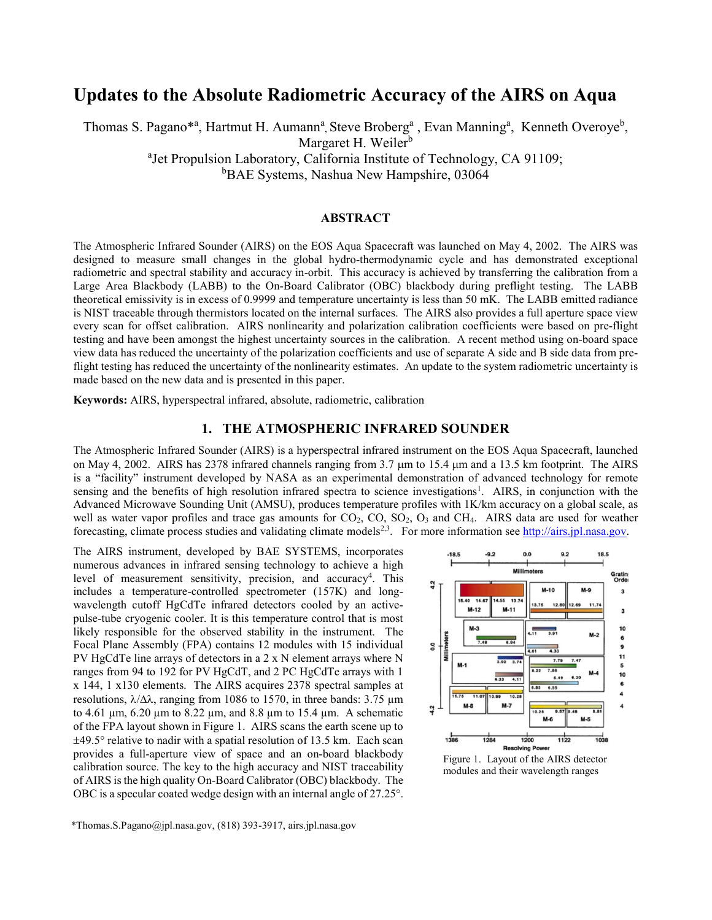# Updates to the Absolute Radiometric Accuracy of the AIRS on Aqua

Thomas S. Pagano*[a], Hartmut H. Aumann[a], Steve Broberg[a], Evan Manning[a], Kenneth Overoye[b], Margaret H. Weiler[b]

[a]Jet Propulsion Laboratory, California Institute of Technology, CA 91109;
[b]BAE Systems, Nashua New Hampshire, 03064

## ABSTRACT

The Atmospheric Infrared Sounder (AIRS) on the EOS Aqua Spacecraft was launched on May 4, 2002. The AIRS was designed to measure small changes in the global hydro-thermodynamic cycle and has demonstrated exceptional radiometric and spectral stability and accuracy in-orbit. This accuracy is achieved by transferring the calibration from a Large Area Blackbody (LABB) to the On-Board Calibrator (OBC) blackbody during preflight testing. The LABB theoretical emissivity is in excess of 0.9999 and temperature uncertainty is less than 50 mK. The LABB emitted radiance is NIST traceable through thermistors located on the internal surfaces. The AIRS also provides a full aperture space view every scan for offset calibration. AIRS nonlinearity and polarization calibration coefficients were based on pre-flight testing and have been amongst the highest uncertainty sources in the calibration. A recent method using on-board space view data has reduced the uncertainty of the polarization coefficients and use of separate A side and B side data from pre-flight testing has reduced the uncertainty of the nonlinearity estimates. An update to the system radiometric uncertainty is made based on the new data and is presented in this paper.

**Keywords:** AIRS, hyperspectral infrared, absolute, radiometric, calibration

## 1. THE ATMOSPHERIC INFRARED SOUNDER

The Atmospheric Infrared Sounder (AIRS) is a hyperspectral infrared instrument on the EOS Aqua Spacecraft, launched on May 4, 2002. AIRS has 2378 infrared channels ranging from 3.7 μm to 15.4 μm and a 13.5 km footprint. The AIRS is a "facility" instrument developed by NASA as an experimental demonstration of advanced technology for remote sensing and the benefits of high resolution infrared spectra to science investigations[1]. AIRS, in conjunction with the Advanced Microwave Sounding Unit (AMSU), produces temperature profiles with 1K/km accuracy on a global scale, as well as water vapor profiles and trace gas amounts for $CO_2$, CO, $SO_2$, $O_3$ and $CH_4$. AIRS data are used for weather forecasting, climate process studies and validating climate models[2,3]. For more information see http://airs.jpl.nasa.gov.

The AIRS instrument, developed by BAE SYSTEMS, incorporates numerous advances in infrared sensing technology to achieve a high level of measurement sensitivity, precision, and accuracy[4]. This includes a temperature-controlled spectrometer (157K) and long-wavelength cutoff HgCdTe infrared detectors cooled by an active-pulse-tube cryogenic cooler. It is this temperature control that is most likely responsible for the observed stability in the instrument. The Focal Plane Assembly (FPA) contains 12 modules with 15 individual PV HgCdTe line arrays of detectors in a 2 x N element arrays where N ranges from 94 to 192 for PV HgCdT, and 2 PC HgCdTe arrays with 1 x 144, 1 x130 elements. The AIRS acquires 2378 spectral samples at resolutions, $\lambda/\Delta\lambda$, ranging from 1086 to 1570, in three bands: 3.75 μm to 4.61 μm, 6.20 μm to 8.22 μm, and 8.8 μm to 15.4 μm. A schematic of the FPA layout shown in Figure 1. AIRS scans the earth scene up to ±49.5° relative to nadir with a spatial resolution of 13.5 km. Each scan provides a full-aperture view of space and an on-board blackbody calibration source. The key to the high accuracy and NIST traceability of AIRS is the high quality On-Board Calibrator (OBC) blackbody. The OBC is a specular coated wedge design with an internal angle of 27.25°.

Figure 1. Layout of the AIRS detector modules and their wavelength ranges

*Thomas.S.Pagano@jpl.nasa.gov, (818) 393-3917, airs.jpl.nasa.gov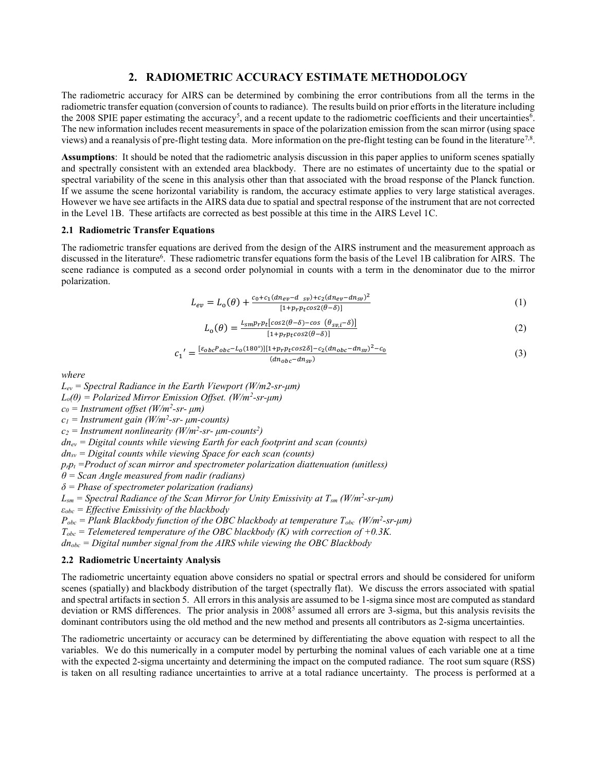## 2. RADIOMETRIC ACCURACY ESTIMATE METHODOLOGY

The radiometric accuracy for AIRS can be determined by combining the error contributions from all the terms in the radiometric transfer equation (conversion of counts to radiance). The results build on prior efforts in the literature including the 2008 SPIE paper estimating the accuracy[5], and a recent update to the radiometric coefficients and their uncertainties[6]. The new information includes recent measurements in space of the polarization emission from the scan mirror (using space views) and a reanalysis of pre-flight testing data. More information on the pre-flight testing can be found in the literature[7,8].

**Assumptions**: It should be noted that the radiometric analysis discussion in this paper applies to uniform scenes spatially and spectrally consistent with an extended area blackbody. There are no estimates of uncertainty due to the spatial or spectral variability of the scene in this analysis other than that associated with the broad response of the Planck function. If we assume the scene horizontal variability is random, the accuracy estimate applies to very large statistical averages. However we have see artifacts in the AIRS data due to spatial and spectral response of the instrument that are not corrected in the Level 1B. These artifacts are corrected as best possible at this time in the AIRS Level 1C.

### 2.1 Radiometric Transfer Equations

The radiometric transfer equations are derived from the design of the AIRS instrument and the measurement approach as discussed in the literature[6]. These radiometric transfer equations form the basis of the Level 1B calibration for AIRS. The scene radiance is computed as a second order polynomial in counts with a term in the denominator due to the mirror polarization.

$$L_{ev} = L_{o}(\theta) + \frac{c_0 + c_1(dn_{ev} - dn_{sv}) + c_2(dn_{ev} - dn_{sv})^2}{[1 + p_r p_t \cos 2(\theta - \delta)]} \quad (1)$$

$$L_{o}(\theta) = \frac{L_{sm} p_r p_t [\cos 2(\theta - \delta) - \cos\ (\theta_{sv,i} - \delta)]}{[1 + p_r p_t \cos 2(\theta - \delta)]} \quad (2)$$

$$c_1{}' = \frac{[\varepsilon_{obc} P_{obc} - L_o(180°)][1 + p_r p_t \cos 2\delta] - c_2(dn_{obc} - dn_{sv})^2 - c_0}{(dn_{obc} - dn_{sv})} \quad (3)$$

*where*

*$L_{ev}$ = Spectral Radiance in the Earth Viewport (W/m2-sr-μm)*
*$L_o(\theta)$ = Polarized Mirror Emission Offset. ($W/m^2$-sr-μm)*
*$c_0$ = Instrument offset ($W/m^2$-sr- μm)*
*$c_1$ = Instrument gain ($W/m^2$-sr- μm-counts)*
*$c_2$ = Instrument nonlinearity ($W/m^2$-sr- μm-counts$^2$)*
*$dn_{ev}$ = Digital counts while viewing Earth for each footprint and scan (counts)*
*$dn_{sv}$ = Digital counts while viewing Space for each scan (counts)*
*$p_r p_t$ =Product of scan mirror and spectrometer polarization diattenuation (unitless)*
*$\theta$ = Scan Angle measured from nadir (radians)*
*$\delta$ = Phase of spectrometer polarization (radians)*
*$L_{sm}$ = Spectral Radiance of the Scan Mirror for Unity Emissivity at $T_{sm}$ ($W/m^2$-sr-μm)*
*$\varepsilon_{obc}$ = Effective Emissivity of the blackbody*
*$P_{obc}$ = Plank Blackbody function of the OBC blackbody at temperature $T_{obc}$ ($W/m^2$-sr-μm)*
*$T_{obc}$ = Telemetered temperature of the OBC blackbody (K) with correction of +0.3K.*
*$dn_{obc}$ = Digital number signal from the AIRS while viewing the OBC Blackbody*

### 2.2 Radiometric Uncertainty Analysis

The radiometric uncertainty equation above considers no spatial or spectral errors and should be considered for uniform scenes (spatially) and blackbody distribution of the target (spectrally flat). We discuss the errors associated with spatial and spectral artifacts in section 5. All errors in this analysis are assumed to be 1-sigma since most are computed as standard deviation or RMS differences. The prior analysis in 2008[5] assumed all errors are 3-sigma, but this analysis revisits the dominant contributors using the old method and the new method and presents all contributors as 2-sigma uncertainties.

The radiometric uncertainty or accuracy can be determined by differentiating the above equation with respect to all the variables. We do this numerically in a computer model by perturbing the nominal values of each variable one at a time with the expected 2-sigma uncertainty and determining the impact on the computed radiance. The root sum square (RSS) is taken on all resulting radiance uncertainties to arrive at a total radiance uncertainty. The process is performed at a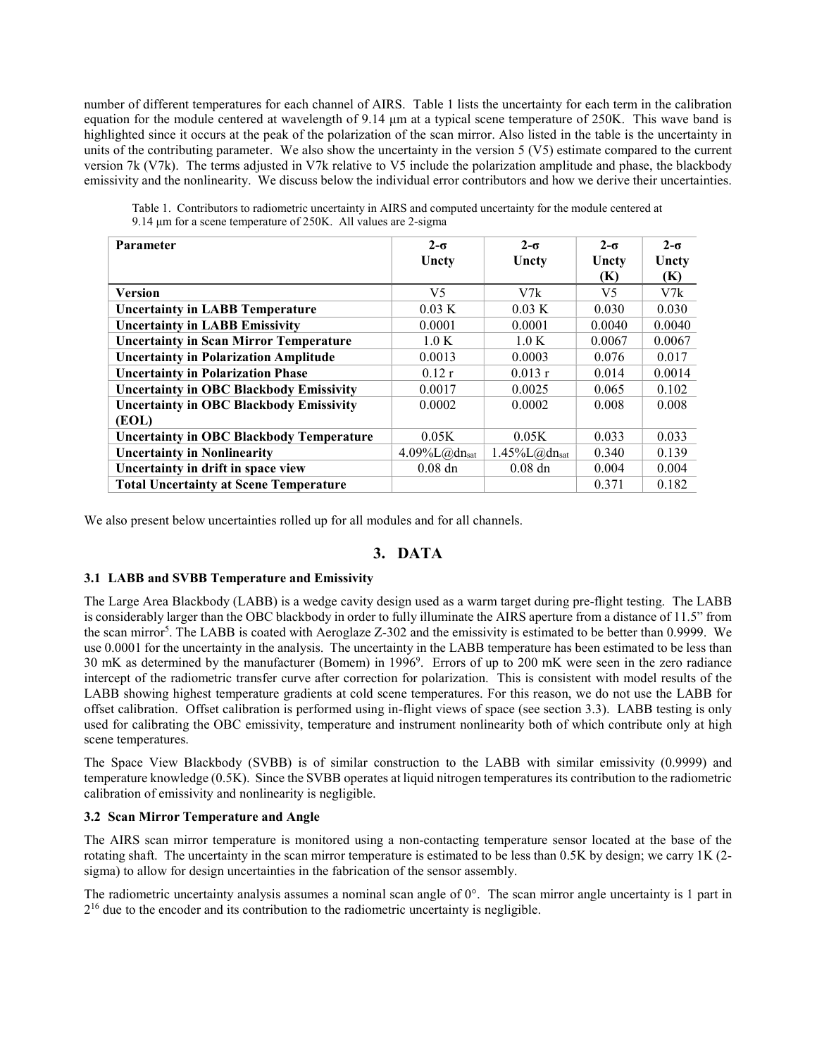number of different temperatures for each channel of AIRS. Table 1 lists the uncertainty for each term in the calibration equation for the module centered at wavelength of 9.14 µm at a typical scene temperature of 250K. This wave band is highlighted since it occurs at the peak of the polarization of the scan mirror. Also listed in the table is the uncertainty in units of the contributing parameter. We also show the uncertainty in the version 5 (V5) estimate compared to the current version 7k (V7k). The terms adjusted in V7k relative to V5 include the polarization amplitude and phase, the blackbody emissivity and the nonlinearity. We discuss below the individual error contributors and how we derive their uncertainties.

Table 1. Contributors to radiometric uncertainty in AIRS and computed uncertainty for the module centered at 9.14 µm for a scene temperature of 250K. All values are 2-sigma

| Parameter | 2-σ Uncty | 2-σ Uncty | 2-σ Uncty (K) | 2-σ Uncty (K) |
|---|---|---|---|---|
| **Version** | V5 | V7k | V5 | V7k |
| **Uncertainty in LABB Temperature** | 0.03 K | 0.03 K | 0.030 | 0.030 |
| **Uncertainty in LABB Emissivity** | 0.0001 | 0.0001 | 0.0040 | 0.0040 |
| **Uncertainty in Scan Mirror Temperature** | 1.0 K | 1.0 K | 0.0067 | 0.0067 |
| **Uncertainty in Polarization Amplitude** | 0.0013 | 0.0003 | 0.076 | 0.017 |
| **Uncertainty in Polarization Phase** | 0.12 r | 0.013 r | 0.014 | 0.0014 |
| **Uncertainty in OBC Blackbody Emissivity** | 0.0017 | 0.0025 | 0.065 | 0.102 |
| **Uncertainty in OBC Blackbody Emissivity (EOL)** | 0.0002 | 0.0002 | 0.008 | 0.008 |
| **Uncertainty in OBC Blackbody Temperature** | 0.05K | 0.05K | 0.033 | 0.033 |
| **Uncertainty in Nonlinearity** | 4.09%L@$dn_{sat}$ | 1.45%L@$dn_{sat}$ | 0.340 | 0.139 |
| **Uncertainty in drift in space view** | 0.08 dn | 0.08 dn | 0.004 | 0.004 |
| **Total Uncertainty at Scene Temperature** | | | 0.371 | 0.182 |

We also present below uncertainties rolled up for all modules and for all channels.

## 3. DATA

### 3.1 LABB and SVBB Temperature and Emissivity

The Large Area Blackbody (LABB) is a wedge cavity design used as a warm target during pre-flight testing. The LABB is considerably larger than the OBC blackbody in order to fully illuminate the AIRS aperture from a distance of 11.5" from the scan mirror[5]. The LABB is coated with Aeroglaze Z-302 and the emissivity is estimated to be better than 0.9999. We use 0.0001 for the uncertainty in the analysis. The uncertainty in the LABB temperature has been estimated to be less than 30 mK as determined by the manufacturer (Bomem) in 1996[9]. Errors of up to 200 mK were seen in the zero radiance intercept of the radiometric transfer curve after correction for polarization. This is consistent with model results of the LABB showing highest temperature gradients at cold scene temperatures. For this reason, we do not use the LABB for offset calibration. Offset calibration is performed using in-flight views of space (see section 3.3). LABB testing is only used for calibrating the OBC emissivity, temperature and instrument nonlinearity both of which contribute only at high scene temperatures.

The Space View Blackbody (SVBB) is of similar construction to the LABB with similar emissivity (0.9999) and temperature knowledge (0.5K). Since the SVBB operates at liquid nitrogen temperatures its contribution to the radiometric calibration of emissivity and nonlinearity is negligible.

### 3.2 Scan Mirror Temperature and Angle

The AIRS scan mirror temperature is monitored using a non-contacting temperature sensor located at the base of the rotating shaft. The uncertainty in the scan mirror temperature is estimated to be less than 0.5K by design; we carry 1K (2-sigma) to allow for design uncertainties in the fabrication of the sensor assembly.

The radiometric uncertainty analysis assumes a nominal scan angle of 0°. The scan mirror angle uncertainty is 1 part in $2^{16}$ due to the encoder and its contribution to the radiometric uncertainty is negligible.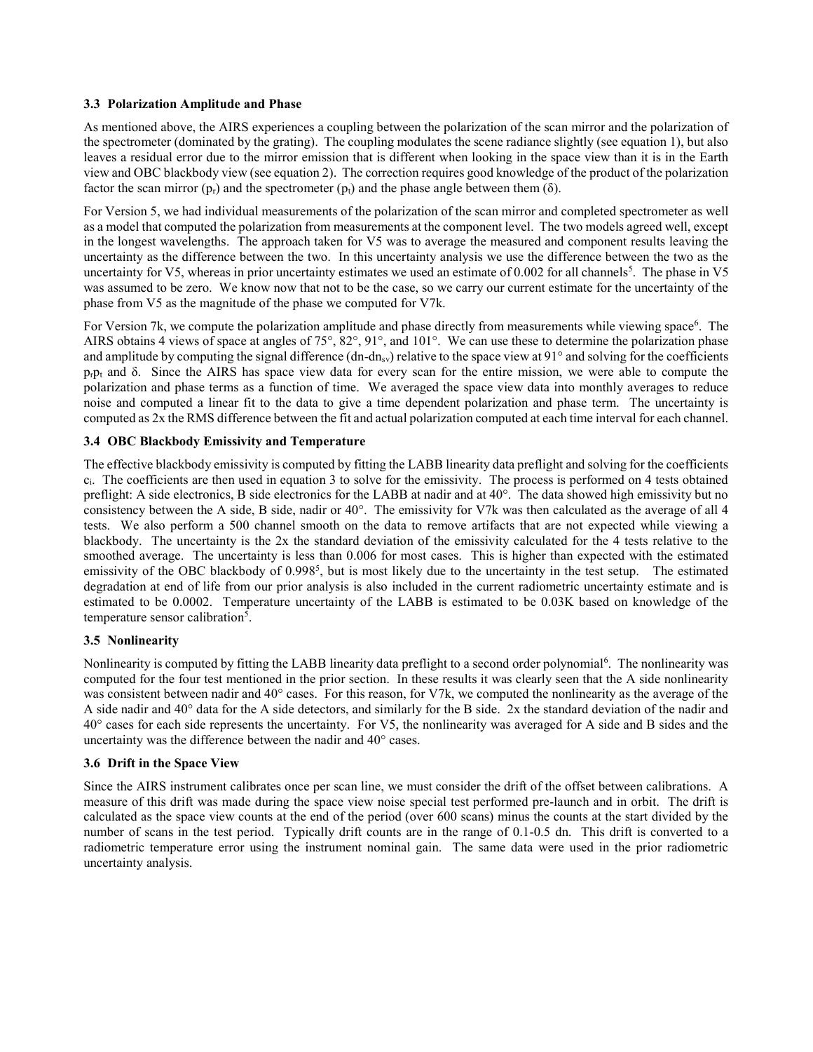### 3.3 Polarization Amplitude and Phase

As mentioned above, the AIRS experiences a coupling between the polarization of the scan mirror and the polarization of the spectrometer (dominated by the grating). The coupling modulates the scene radiance slightly (see equation 1), but also leaves a residual error due to the mirror emission that is different when looking in the space view than it is in the Earth view and OBC blackbody view (see equation 2). The correction requires good knowledge of the product of the polarization factor the scan mirror ($p_r$) and the spectrometer ($p_t$) and the phase angle between them ($\delta$).

For Version 5, we had individual measurements of the polarization of the scan mirror and completed spectrometer as well as a model that computed the polarization from measurements at the component level. The two models agreed well, except in the longest wavelengths. The approach taken for V5 was to average the measured and component results leaving the uncertainty as the difference between the two. In this uncertainty analysis we use the difference between the two as the uncertainty for V5, whereas in prior uncertainty estimates we used an estimate of 0.002 for all channels[5]. The phase in V5 was assumed to be zero. We know now that not to be the case, so we carry our current estimate for the uncertainty of the phase from V5 as the magnitude of the phase we computed for V7k.

For Version 7k, we compute the polarization amplitude and phase directly from measurements while viewing space[6]. The AIRS obtains 4 views of space at angles of 75°, 82°, 91°, and 101°. We can use these to determine the polarization phase and amplitude by computing the signal difference ($dn-dn_{sv}$) relative to the space view at 91° and solving for the coefficients $p_r p_t$ and $\delta$. Since the AIRS has space view data for every scan for the entire mission, we were able to compute the polarization and phase terms as a function of time. We averaged the space view data into monthly averages to reduce noise and computed a linear fit to the data to give a time dependent polarization and phase term. The uncertainty is computed as 2x the RMS difference between the fit and actual polarization computed at each time interval for each channel.

### 3.4 OBC Blackbody Emissivity and Temperature

The effective blackbody emissivity is computed by fitting the LABB linearity data preflight and solving for the coefficients $c_i$. The coefficients are then used in equation 3 to solve for the emissivity. The process is performed on 4 tests obtained preflight: A side electronics, B side electronics for the LABB at nadir and at 40°. The data showed high emissivity but no consistency between the A side, B side, nadir or 40°. The emissivity for V7k was then calculated as the average of all 4 tests. We also perform a 500 channel smooth on the data to remove artifacts that are not expected while viewing a blackbody. The uncertainty is the 2x the standard deviation of the emissivity calculated for the 4 tests relative to the smoothed average. The uncertainty is less than 0.006 for most cases. This is higher than expected with the estimated emissivity of the OBC blackbody of 0.998[5], but is most likely due to the uncertainty in the test setup. The estimated degradation at end of life from our prior analysis is also included in the current radiometric uncertainty estimate and is estimated to be 0.0002. Temperature uncertainty of the LABB is estimated to be 0.03K based on knowledge of the temperature sensor calibration[5].

### 3.5 Nonlinearity

Nonlinearity is computed by fitting the LABB linearity data preflight to a second order polynomial[6]. The nonlinearity was computed for the four test mentioned in the prior section. In these results it was clearly seen that the A side nonlinearity was consistent between nadir and 40° cases. For this reason, for V7k, we computed the nonlinearity as the average of the A side nadir and 40° data for the A side detectors, and similarly for the B side. 2x the standard deviation of the nadir and 40° cases for each side represents the uncertainty. For V5, the nonlinearity was averaged for A side and B sides and the uncertainty was the difference between the nadir and 40° cases.

### 3.6 Drift in the Space View

Since the AIRS instrument calibrates once per scan line, we must consider the drift of the offset between calibrations. A measure of this drift was made during the space view noise special test performed pre-launch and in orbit. The drift is calculated as the space view counts at the end of the period (over 600 scans) minus the counts at the start divided by the number of scans in the test period. Typically drift counts are in the range of 0.1-0.5 dn. This drift is converted to a radiometric temperature error using the instrument nominal gain. The same data were used in the prior radiometric uncertainty analysis.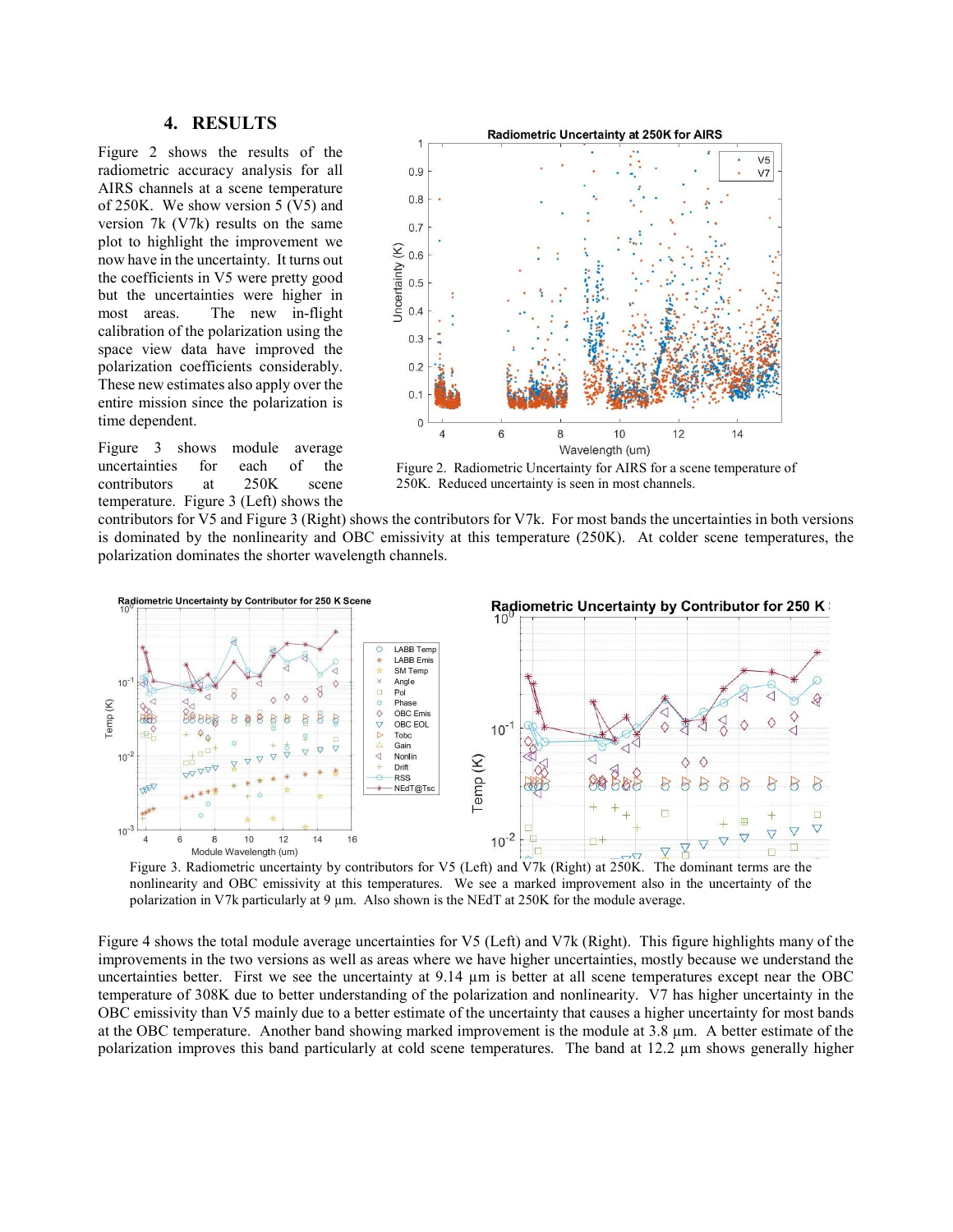## 4. RESULTS

Figure 2 shows the results of the radiometric accuracy analysis for all AIRS channels at a scene temperature of 250K. We show version 5 (V5) and version 7k (V7k) results on the same plot to highlight the improvement we now have in the uncertainty. It turns out the coefficients in V5 were pretty good but the uncertainties were higher in most areas. The new in-flight calibration of the polarization using the space view data have improved the polarization coefficients considerably. These new estimates also apply over the entire mission since the polarization is time dependent.

Figure 2. Radiometric Uncertainty for AIRS for a scene temperature of 250K. Reduced uncertainty is seen in most channels.

Figure 3 shows module average uncertainties for each of the contributors at 250K scene temperature. Figure 3 (Left) shows the contributors for V5 and Figure 3 (Right) shows the contributors for V7k. For most bands the uncertainties in both versions is dominated by the nonlinearity and OBC emissivity at this temperature (250K). At colder scene temperatures, the polarization dominates the shorter wavelength channels.

Figure 3. Radiometric uncertainty by contributors for V5 (Left) and V7k (Right) at 250K. The dominant terms are the nonlinearity and OBC emissivity at this temperatures. We see a marked improvement also in the uncertainty of the polarization in V7k particularly at 9 µm. Also shown is the NEdT at 250K for the module average.

Figure 4 shows the total module average uncertainties for V5 (Left) and V7k (Right). This figure highlights many of the improvements in the two versions as well as areas where we have higher uncertainties, mostly because we understand the uncertainties better. First we see the uncertainty at 9.14 µm is better at all scene temperatures except near the OBC temperature of 308K due to better understanding of the polarization and nonlinearity. V7 has higher uncertainty in the OBC emissivity than V5 mainly due to a better estimate of the uncertainty that causes a higher uncertainty for most bands at the OBC temperature. Another band showing marked improvement is the module at 3.8 µm. A better estimate of the polarization improves this band particularly at cold scene temperatures. The band at 12.2 µm shows generally higher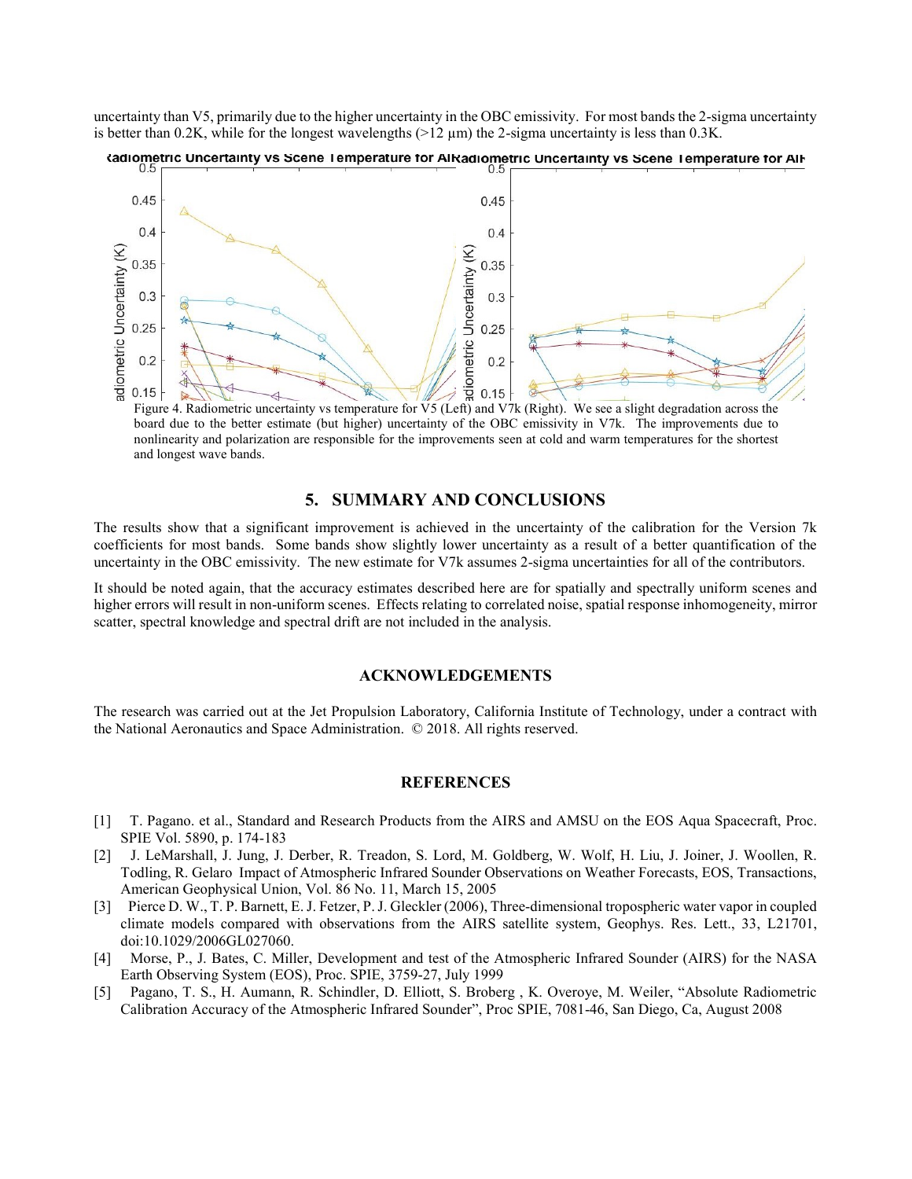uncertainty than V5, primarily due to the higher uncertainty in the OBC emissivity. For most bands the 2-sigma uncertainty is better than 0.2K, while for the longest wavelengths (>12 µm) the 2-sigma uncertainty is less than 0.3K.

Figure 4. Radiometric uncertainty vs temperature for V5 (Left) and V7k (Right). We see a slight degradation across the board due to the better estimate (but higher) uncertainty of the OBC emissivity in V7k. The improvements due to nonlinearity and polarization are responsible for the improvements seen at cold and warm temperatures for the shortest and longest wave bands.

## 5. SUMMARY AND CONCLUSIONS

The results show that a significant improvement is achieved in the uncertainty of the calibration for the Version 7k coefficients for most bands. Some bands show slightly lower uncertainty as a result of a better quantification of the uncertainty in the OBC emissivity. The new estimate for V7k assumes 2-sigma uncertainties for all of the contributors.

It should be noted again, that the accuracy estimates described here are for spatially and spectrally uniform scenes and higher errors will result in non-uniform scenes. Effects relating to correlated noise, spatial response inhomogeneity, mirror scatter, spectral knowledge and spectral drift are not included in the analysis.

## ACKNOWLEDGEMENTS

The research was carried out at the Jet Propulsion Laboratory, California Institute of Technology, under a contract with the National Aeronautics and Space Administration. © 2018. All rights reserved.

## REFERENCES

[1] T. Pagano. et al., Standard and Research Products from the AIRS and AMSU on the EOS Aqua Spacecraft, Proc. SPIE Vol. 5890, p. 174-183

[2] J. LeMarshall, J. Jung, J. Derber, R. Treadon, S. Lord, M. Goldberg, W. Wolf, H. Liu, J. Joiner, J. Woollen, R. Todling, R. Gelaro Impact of Atmospheric Infrared Sounder Observations on Weather Forecasts, EOS, Transactions, American Geophysical Union, Vol. 86 No. 11, March 15, 2005

[3] Pierce D. W., T. P. Barnett, E. J. Fetzer, P. J. Gleckler (2006), Three-dimensional tropospheric water vapor in coupled climate models compared with observations from the AIRS satellite system, Geophys. Res. Lett., 33, L21701, doi:10.1029/2006GL027060.

[4] Morse, P., J. Bates, C. Miller, Development and test of the Atmospheric Infrared Sounder (AIRS) for the NASA Earth Observing System (EOS), Proc. SPIE, 3759-27, July 1999

[5] Pagano, T. S., H. Aumann, R. Schindler, D. Elliott, S. Broberg , K. Overoye, M. Weiler, "Absolute Radiometric Calibration Accuracy of the Atmospheric Infrared Sounder", Proc SPIE, 7081-46, San Diego, Ca, August 2008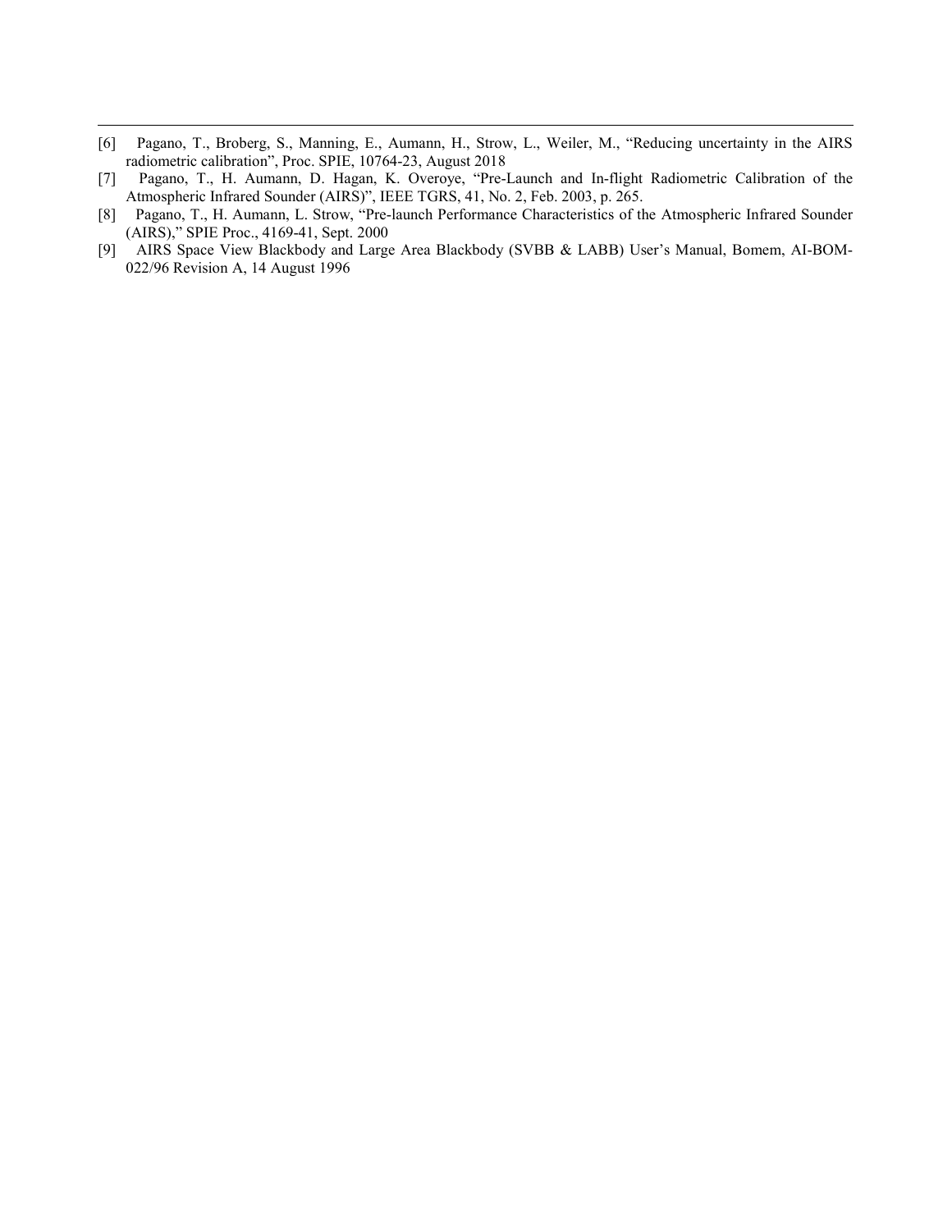[6] Pagano, T., Broberg, S., Manning, E., Aumann, H., Strow, L., Weiler, M., "Reducing uncertainty in the AIRS radiometric calibration", Proc. SPIE, 10764-23, August 2018

[7] Pagano, T., H. Aumann, D. Hagan, K. Overoye, "Pre-Launch and In-flight Radiometric Calibration of the Atmospheric Infrared Sounder (AIRS)", IEEE TGRS, 41, No. 2, Feb. 2003, p. 265.

[8] Pagano, T., H. Aumann, L. Strow, "Pre-launch Performance Characteristics of the Atmospheric Infrared Sounder (AIRS)," SPIE Proc., 4169-41, Sept. 2000

[9] AIRS Space View Blackbody and Large Area Blackbody (SVBB & LABB) User's Manual, Bomem, AI-BOM-022/96 Revision A, 14 August 1996